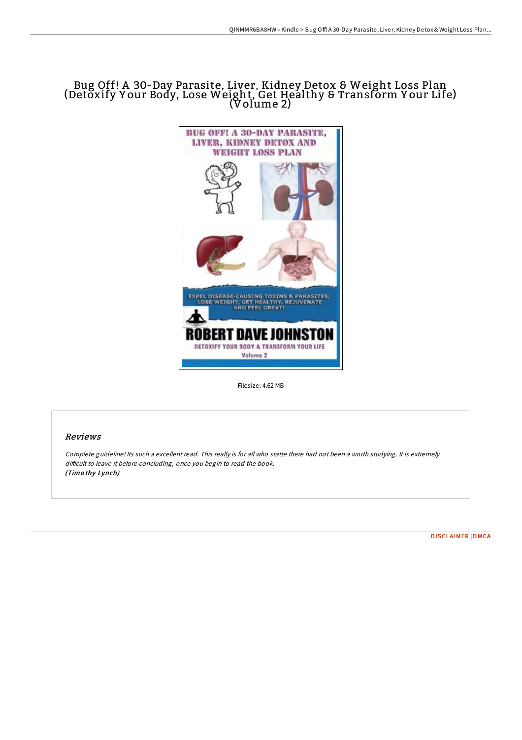# Bug Off! A 30-Day Parasite, Liver, Kidney Detox & Weight Loss Plan (Detoxify Your Body, Lose Weight, Get Healthy & Transform Your Life) (Volume 2)

Filesize: 4.62 MB

## Reviews

*Complete guideline! Its such a excellent read. This really is for all who statte there had not been a worth studying. It is extremely difficult to leave it before concluding, once you begin to read the book.*
***(Timothy Lynch)***

DISCLAIMER | DMCA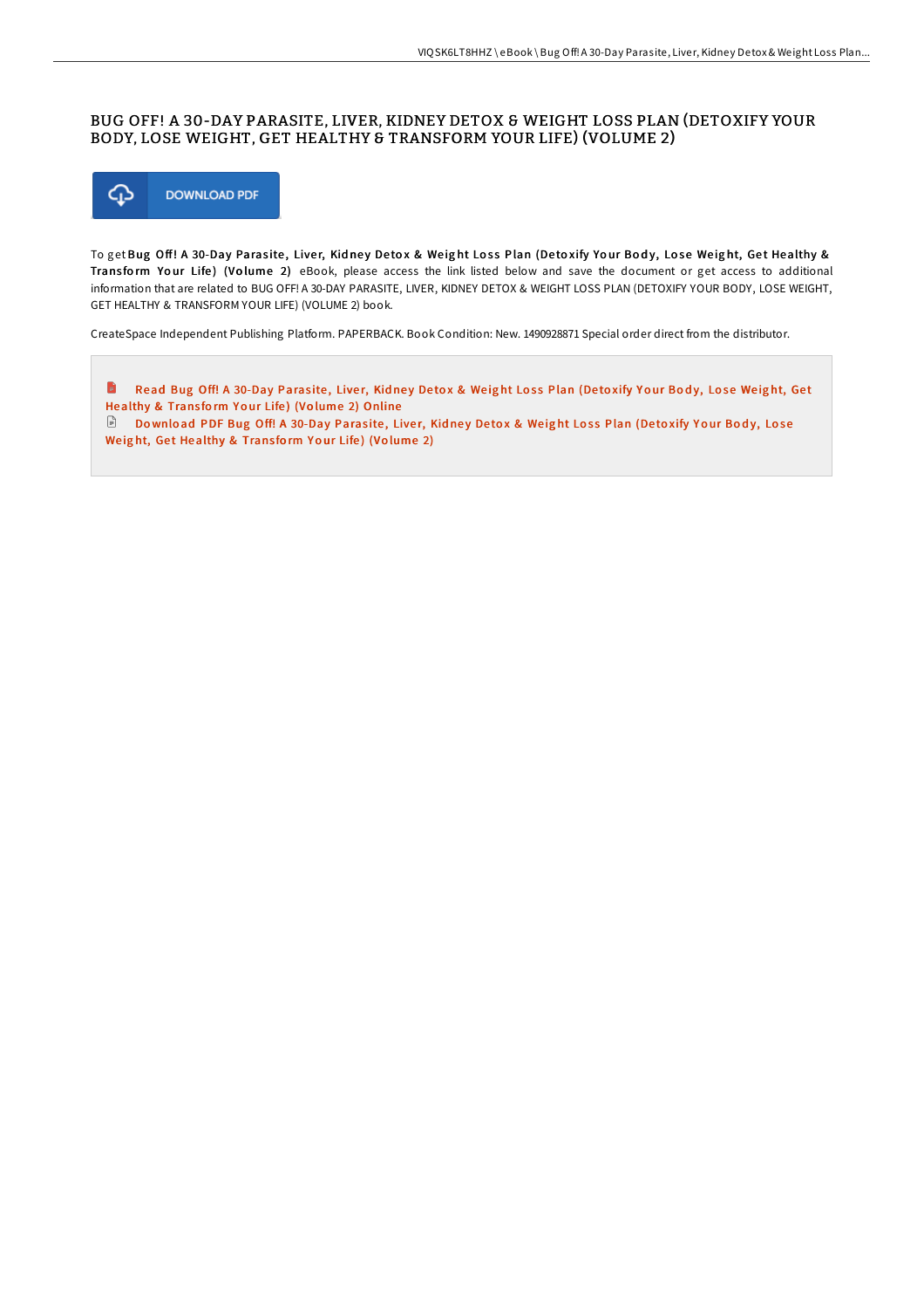# BUG OFF! A 30-DAY PARASITE, LIVER, KIDNEY DETOX & WEIGHT LOSS PLAN (DETOXIFY YOUR BODY, LOSE WEIGHT, GET HEALTHY & TRANSFORM YOUR LIFE) (VOLUME 2)

DOWNLOAD PDF

To get **Bug Off! A 30-Day Parasite, Liver, Kidney Detox & Weight Loss Plan (Detoxify Your Body, Lose Weight, Get Healthy & Transform Your Life) (Volume 2)** eBook, please access the link listed below and save the document or get access to additional information that are related to BUG OFF! A 30-DAY PARASITE, LIVER, KIDNEY DETOX & WEIGHT LOSS PLAN (DETOXIFY YOUR BODY, LOSE WEIGHT, GET HEALTHY & TRANSFORM YOUR LIFE) (VOLUME 2) book.

CreateSpace Independent Publishing Platform. PAPERBACK. Book Condition: New. 1490928871 Special order direct from the distributor.

Read Bug Off! A 30-Day Parasite, Liver, Kidney Detox & Weight Loss Plan (Detoxify Your Body, Lose Weight, Get Healthy & Transform Your Life) (Volume 2) Online

Download PDF Bug Off! A 30-Day Parasite, Liver, Kidney Detox & Weight Loss Plan (Detoxify Your Body, Lose Weight, Get Healthy & Transform Your Life) (Volume 2)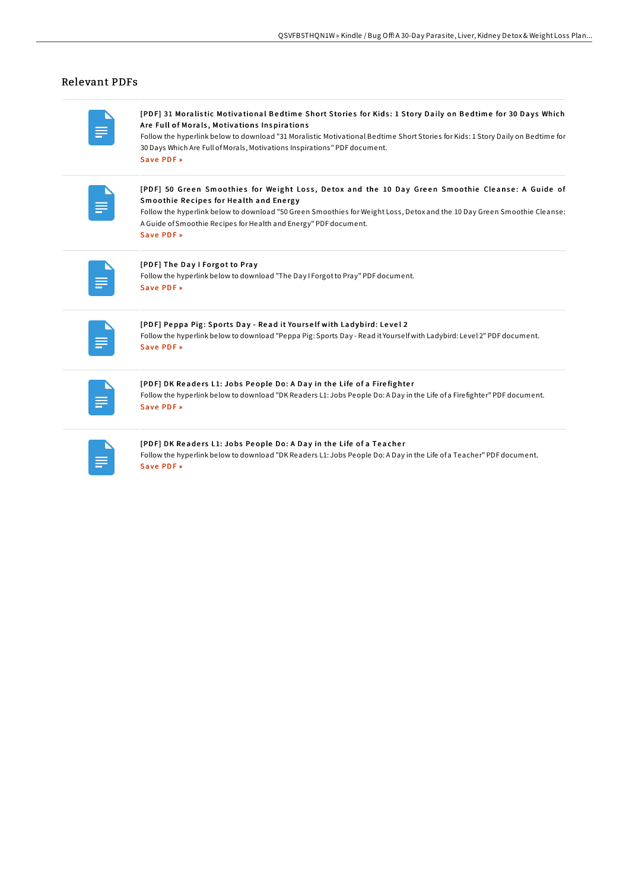## Relevant PDFs

**[PDF] 31 Moralistic Motivational Bedtime Short Stories for Kids: 1 Story Daily on Bedtime for 30 Days Which Are Full of Morals, Motivations Inspirations**

Follow the hyperlink below to download "31 Moralistic Motivational Bedtime Short Stories for Kids: 1 Story Daily on Bedtime for 30 Days Which Are Full of Morals, Motivations Inspirations" PDF document.

Save PDF »

**[PDF] 50 Green Smoothies for Weight Loss, Detox and the 10 Day Green Smoothie Cleanse: A Guide of Smoothie Recipes for Health and Energy**

Follow the hyperlink below to download "50 Green Smoothies for Weight Loss, Detox and the 10 Day Green Smoothie Cleanse: A Guide of Smoothie Recipes for Health and Energy" PDF document.

Save PDF »

**[PDF] The Day I Forgot to Pray**

Follow the hyperlink below to download "The Day I Forgot to Pray" PDF document.

Save PDF »

**[PDF] Peppa Pig: Sports Day - Read it Yourself with Ladybird: Level 2**

Follow the hyperlink below to download "Peppa Pig: Sports Day - Read it Yourself with Ladybird: Level 2" PDF document.

Save PDF »

**[PDF] DK Readers L1: Jobs People Do: A Day in the Life of a Firefighter**

Follow the hyperlink below to download "DK Readers L1: Jobs People Do: A Day in the Life of a Firefighter" PDF document.

Save PDF »

**[PDF] DK Readers L1: Jobs People Do: A Day in the Life of a Teacher**

Follow the hyperlink below to download "DK Readers L1: Jobs People Do: A Day in the Life of a Teacher" PDF document.

Save PDF »